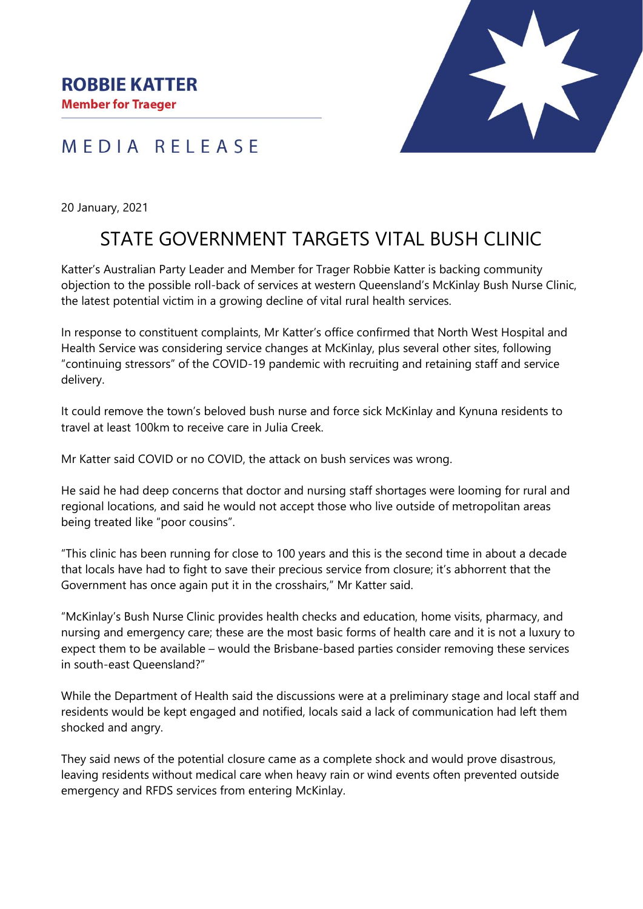**ROBBIE KATTER**
**Member for Traeger**

MEDIA RELEASE

20 January, 2021

# STATE GOVERNMENT TARGETS VITAL BUSH CLINIC

Katter's Australian Party Leader and Member for Trager Robbie Katter is backing community objection to the possible roll-back of services at western Queensland's McKinlay Bush Nurse Clinic, the latest potential victim in a growing decline of vital rural health services.

In response to constituent complaints, Mr Katter's office confirmed that North West Hospital and Health Service was considering service changes at McKinlay, plus several other sites, following "continuing stressors" of the COVID-19 pandemic with recruiting and retaining staff and service delivery.

It could remove the town's beloved bush nurse and force sick McKinlay and Kynuna residents to travel at least 100km to receive care in Julia Creek.

Mr Katter said COVID or no COVID, the attack on bush services was wrong.

He said he had deep concerns that doctor and nursing staff shortages were looming for rural and regional locations, and said he would not accept those who live outside of metropolitan areas being treated like "poor cousins".

"This clinic has been running for close to 100 years and this is the second time in about a decade that locals have had to fight to save their precious service from closure; it's abhorrent that the Government has once again put it in the crosshairs," Mr Katter said.

"McKinlay's Bush Nurse Clinic provides health checks and education, home visits, pharmacy, and nursing and emergency care; these are the most basic forms of health care and it is not a luxury to expect them to be available – would the Brisbane-based parties consider removing these services in south-east Queensland?"

While the Department of Health said the discussions were at a preliminary stage and local staff and residents would be kept engaged and notified, locals said a lack of communication had left them shocked and angry.

They said news of the potential closure came as a complete shock and would prove disastrous, leaving residents without medical care when heavy rain or wind events often prevented outside emergency and RFDS services from entering McKinlay.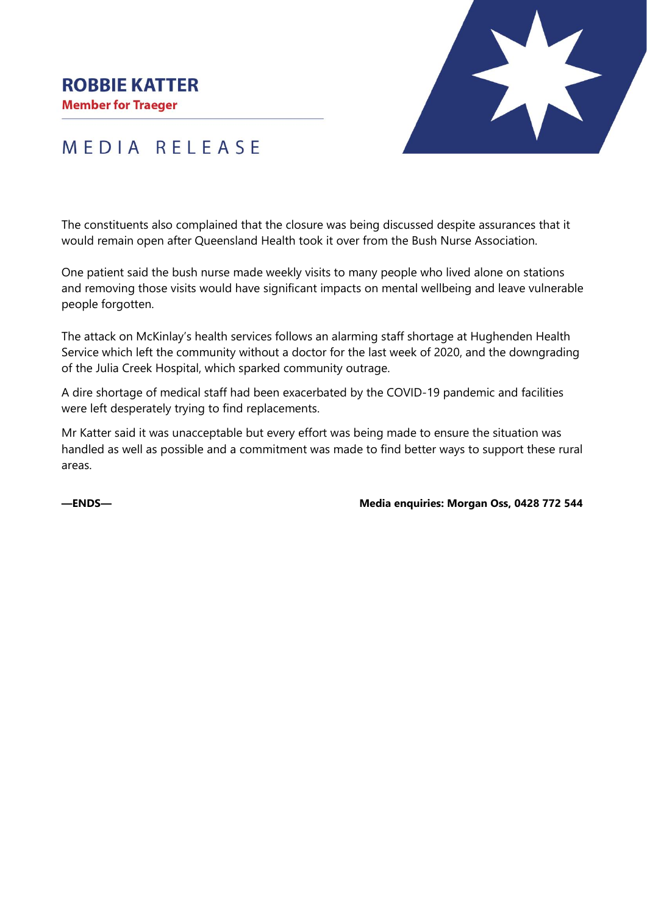**ROBBIE KATTER**
**Member for Traeger**

# MEDIA RELEASE

The constituents also complained that the closure was being discussed despite assurances that it would remain open after Queensland Health took it over from the Bush Nurse Association.

One patient said the bush nurse made weekly visits to many people who lived alone on stations and removing those visits would have significant impacts on mental wellbeing and leave vulnerable people forgotten.

The attack on McKinlay's health services follows an alarming staff shortage at Hughenden Health Service which left the community without a doctor for the last week of 2020, and the downgrading of the Julia Creek Hospital, which sparked community outrage.

A dire shortage of medical staff had been exacerbated by the COVID-19 pandemic and facilities were left desperately trying to find replacements.

Mr Katter said it was unacceptable but every effort was being made to ensure the situation was handled as well as possible and a commitment was made to find better ways to support these rural areas.

**—ENDS—** **Media enquiries: Morgan Oss, 0428 772 544**